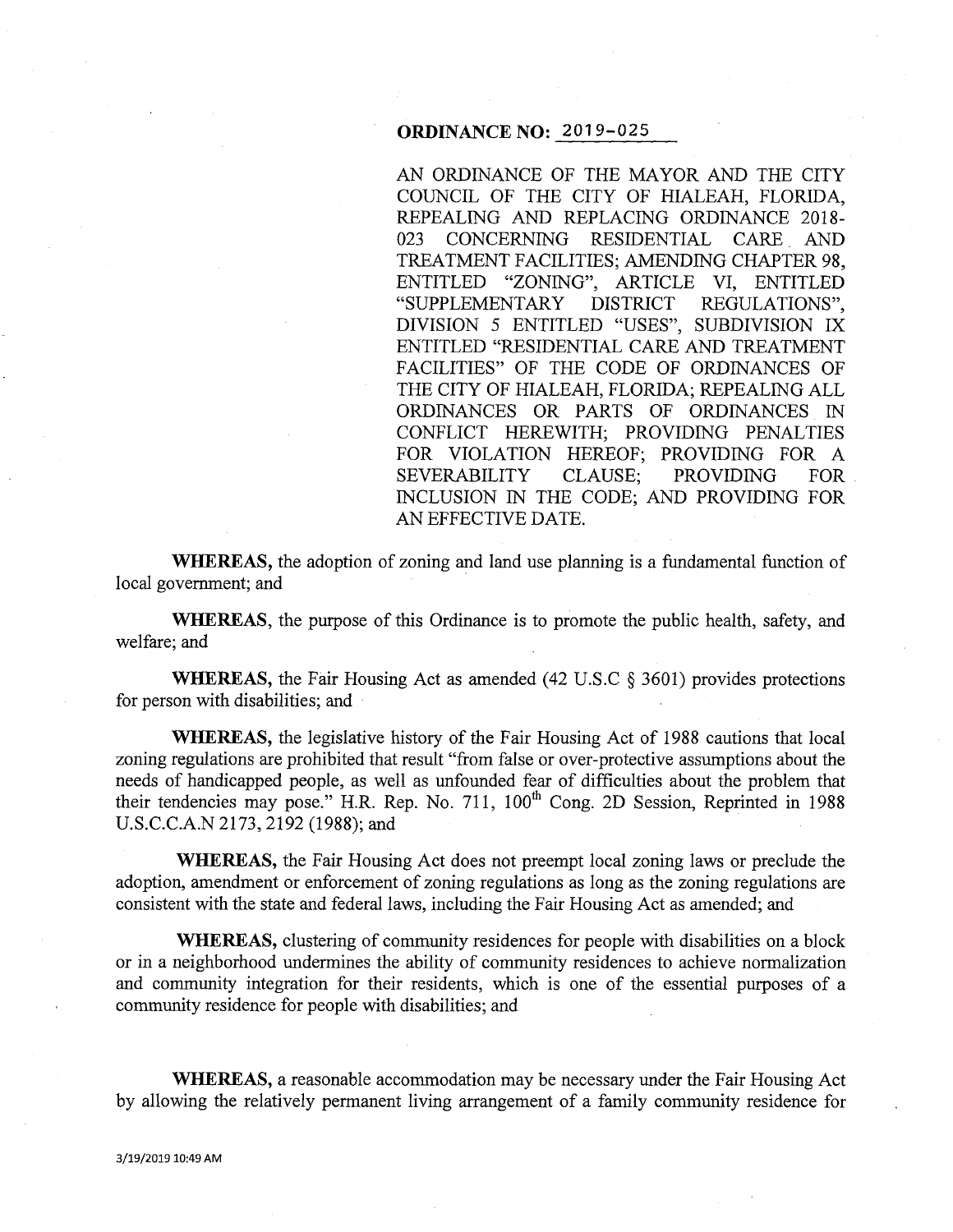**ORDINANCE NO: 2019-025**

AN ORDINANCE OF THE MAYOR AND THE CITY COUNCIL OF THE CITY OF HIALEAH, FLORIDA, REPEALING AND REPLACING ORDINANCE 2018-023 CONCERNING RESIDENTIAL CARE AND TREATMENT FACILITIES; AMENDING CHAPTER 98, ENTITLED "ZONING", ARTICLE VI, ENTITLED "SUPPLEMENTARY DISTRICT REGULATIONS", DIVISION 5 ENTITLED "USES", SUBDIVISION IX ENTITLED "RESIDENTIAL CARE AND TREATMENT FACILITIES" OF THE CODE OF ORDINANCES OF THE CITY OF HIALEAH, FLORIDA; REPEALING ALL ORDINANCES OR PARTS OF ORDINANCES IN CONFLICT HEREWITH; PROVIDING PENALTIES FOR VIOLATION HEREOF; PROVIDING FOR A SEVERABILITY CLAUSE; PROVIDING FOR INCLUSION IN THE CODE; AND PROVIDING FOR AN EFFECTIVE DATE.

**WHEREAS,** the adoption of zoning and land use planning is a fundamental function of local government; and

**WHEREAS**, the purpose of this Ordinance is to promote the public health, safety, and welfare; and

**WHEREAS,** the Fair Housing Act as amended (42 U.S.C § 3601) provides protections for person with disabilities; and

**WHEREAS,** the legislative history of the Fair Housing Act of 1988 cautions that local zoning regulations are prohibited that result "from false or over-protective assumptions about the needs of handicapped people, as well as unfounded fear of difficulties about the problem that their tendencies may pose." H.R. Rep. No. 711, 100th Cong. 2D Session, Reprinted in 1988 U.S.C.C.A.N 2173, 2192 (1988); and

**WHEREAS,** the Fair Housing Act does not preempt local zoning laws or preclude the adoption, amendment or enforcement of zoning regulations as long as the zoning regulations are consistent with the state and federal laws, including the Fair Housing Act as amended; and

**WHEREAS,** clustering of community residences for people with disabilities on a block or in a neighborhood undermines the ability of community residences to achieve normalization and community integration for their residents, which is one of the essential purposes of a community residence for people with disabilities; and

**WHEREAS,** a reasonable accommodation may be necessary under the Fair Housing Act by allowing the relatively permanent living arrangement of a family community residence for

3/19/2019 10:49 AM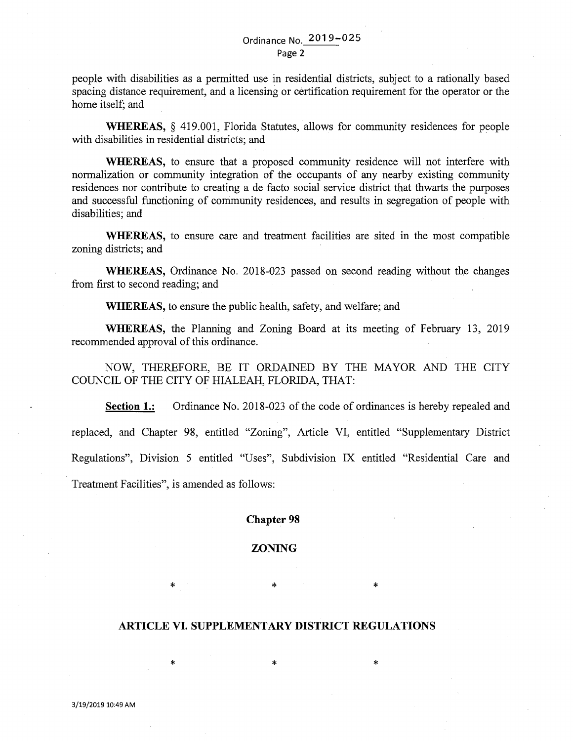people with disabilities as a permitted use in residential districts, subject to a rationally based spacing distance requirement, and a licensing or certification requirement for the operator or the home itself; and

**WHEREAS,** § 419.001, Florida Statutes, allows for community residences for people with disabilities in residential districts; and

**WHEREAS,** to ensure that a proposed community residence will not interfere with normalization or community integration of the occupants of any nearby existing community residences nor contribute to creating a de facto social service district that thwarts the purposes and successful functioning of community residences, and results in segregation of people with disabilities; and

**WHEREAS,** to ensure care and treatment facilities are sited in the most compatible zoning districts; and

**WHEREAS,** Ordinance No. 2018-023 passed on second reading without the changes from first to second reading; and

**WHEREAS,** to ensure the public health, safety, and welfare; and

**WHEREAS,** the Planning and Zoning Board at its meeting of February 13, 2019 recommended approval of this ordinance.

NOW, THEREFORE, BE IT ORDAINED BY THE MAYOR AND THE CITY COUNCIL OF THE CITY OF HIALEAH, FLORIDA, THAT:

**Section 1.:** Ordinance No. 2018-023 of the code of ordinances is hereby repealed and replaced, and Chapter 98, entitled "Zoning", Article VI, entitled "Supplementary District Regulations", Division 5 entitled "Uses", Subdivision IX entitled "Residential Care and Treatment Facilities", is amended as follows:

## Chapter 98

## ZONING

\* \* \*

## ARTICLE VI. SUPPLEMENTARY DISTRICT REGULATIONS

\* \* \*

3/19/2019 10:49 AM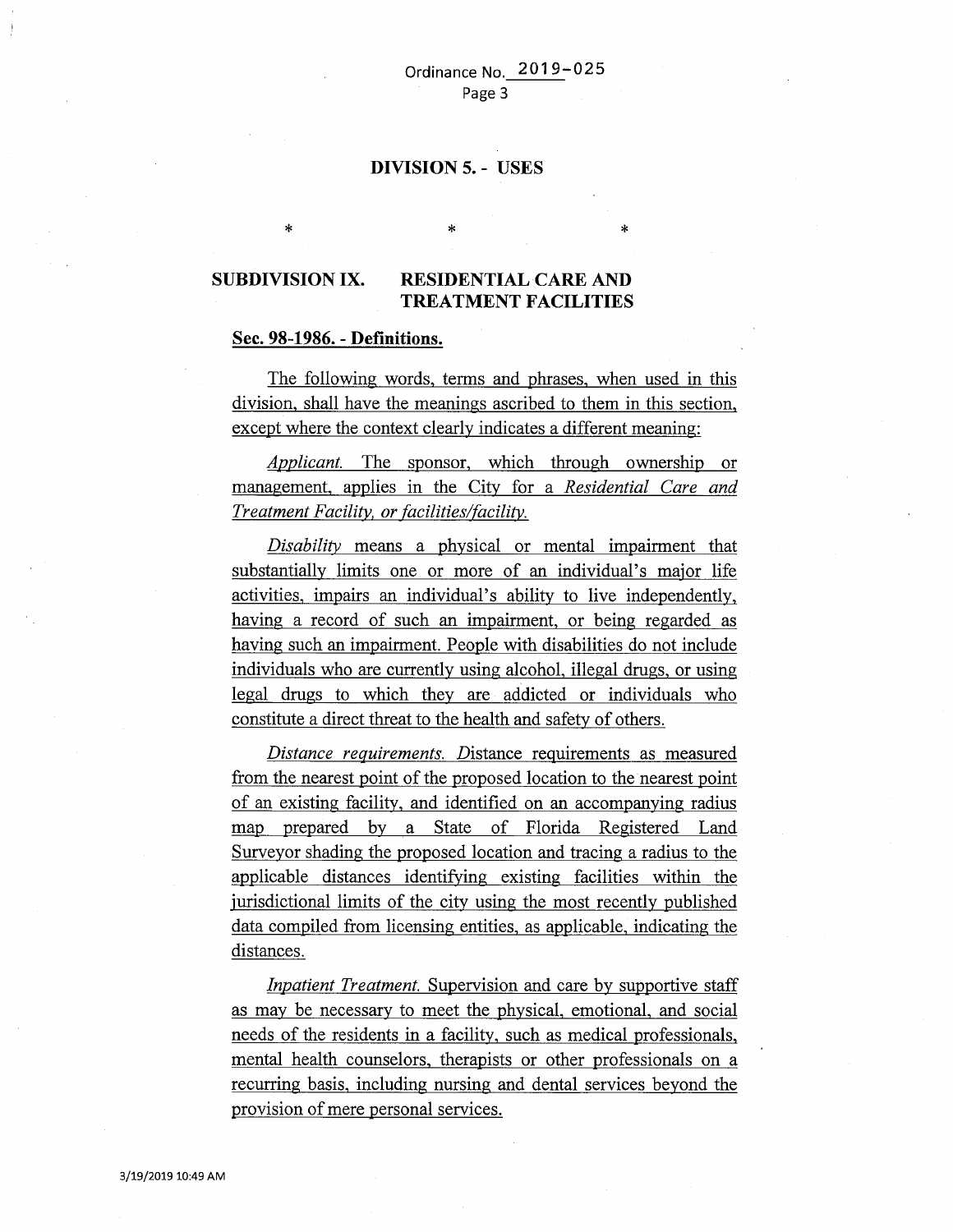## DIVISION 5. - USES

\*  \*  \*

### SUBDIVISION IX. RESIDENTIAL CARE AND TREATMENT FACILITIES

**Sec. 98-1986. - Definitions.**

The following words, terms and phrases, when used in this division, shall have the meanings ascribed to them in this section, except where the context clearly indicates a different meaning:

*Applicant.* The sponsor, which through ownership or management, applies in the City for a *Residential Care and Treatment Facility, or facilities/facility.*

*Disability* means a physical or mental impairment that substantially limits one or more of an individual's major life activities, impairs an individual's ability to live independently, having a record of such an impairment, or being regarded as having such an impairment. People with disabilities do not include individuals who are currently using alcohol, illegal drugs, or using legal drugs to which they are addicted or individuals who constitute a direct threat to the health and safety of others.

*Distance requirements. D*istance requirements as measured from the nearest point of the proposed location to the nearest point of an existing facility, and identified on an accompanying radius map prepared by a State of Florida Registered Land Surveyor shading the proposed location and tracing a radius to the applicable distances identifying existing facilities within the jurisdictional limits of the city using the most recently published data compiled from licensing entities, as applicable, indicating the distances.

*Inpatient Treatment.* Supervision and care by supportive staff as may be necessary to meet the physical, emotional, and social needs of the residents in a facility, such as medical professionals, mental health counselors, therapists or other professionals on a recurring basis, including nursing and dental services beyond the provision of mere personal services.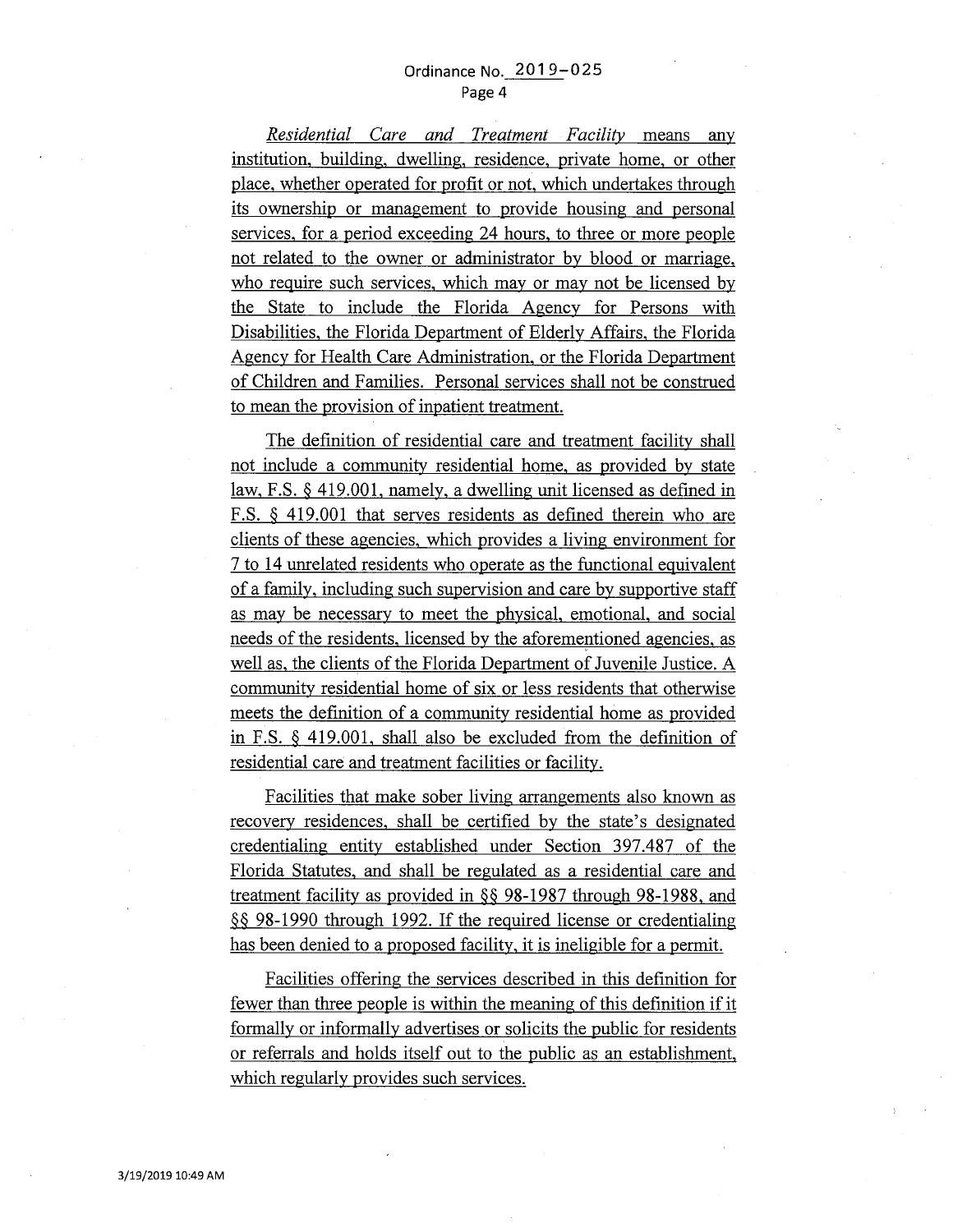*Residential Care and Treatment Facility* means any institution, building, dwelling, residence, private home, or other place, whether operated for profit or not, which undertakes through its ownership or management to provide housing and personal services, for a period exceeding 24 hours, to three or more people not related to the owner or administrator by blood or marriage, who require such services, which may or may not be licensed by the State to include the Florida Agency for Persons with Disabilities, the Florida Department of Elderly Affairs, the Florida Agency for Health Care Administration, or the Florida Department of Children and Families. Personal services shall not be construed to mean the provision of inpatient treatment.

The definition of residential care and treatment facility shall not include a community residential home, as provided by state law, F.S. § 419.001, namely, a dwelling unit licensed as defined in F.S. § 419.001 that serves residents as defined therein who are clients of these agencies, which provides a living environment for 7 to 14 unrelated residents who operate as the functional equivalent of a family, including such supervision and care by supportive staff as may be necessary to meet the physical, emotional, and social needs of the residents, licensed by the aforementioned agencies, as well as, the clients of the Florida Department of Juvenile Justice. A community residential home of six or less residents that otherwise meets the definition of a community residential home as provided in F.S. § 419.001, shall also be excluded from the definition of residential care and treatment facilities or facility.

Facilities that make sober living arrangements also known as recovery residences, shall be certified by the state's designated credentialing entity established under Section 397.487 of the Florida Statutes, and shall be regulated as a residential care and treatment facility as provided in §§ 98-1987 through 98-1988, and §§ 98-1990 through 1992. If the required license or credentialing has been denied to a proposed facility, it is ineligible for a permit.

Facilities offering the services described in this definition for fewer than three people is within the meaning of this definition if it formally or informally advertises or solicits the public for residents or referrals and holds itself out to the public as an establishment, which regularly provides such services.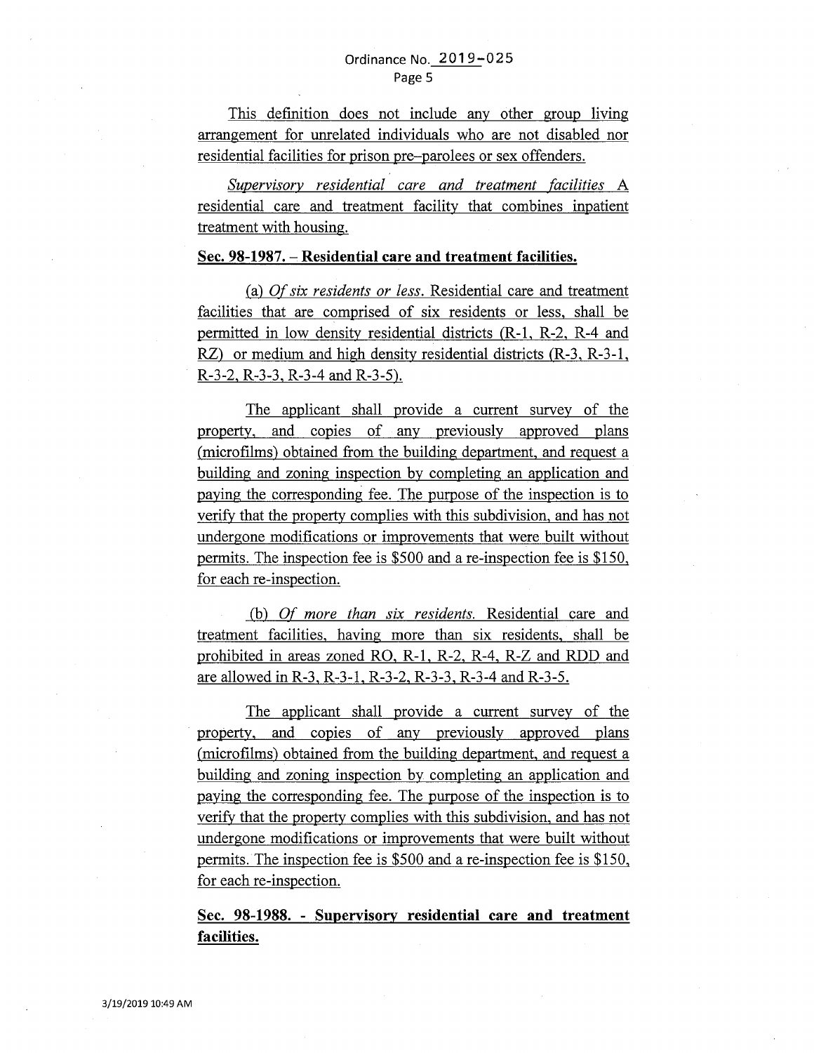This definition does not include any other group living arrangement for unrelated individuals who are not disabled nor residential facilities for prison pre–parolees or sex offenders.

*Supervisory residential care and treatment facilities* A residential care and treatment facility that combines inpatient treatment with housing.

**Sec. 98-1987. – Residential care and treatment facilities.**

(a) *Of six residents or less.* Residential care and treatment facilities that are comprised of six residents or less, shall be permitted in low density residential districts (R-1, R-2, R-4 and RZ) or medium and high density residential districts (R-3, R-3-1, R-3-2, R-3-3, R-3-4 and R-3-5).

The applicant shall provide a current survey of the property, and copies of any previously approved plans (microfilms) obtained from the building department, and request a building and zoning inspection by completing an application and paying the corresponding fee. The purpose of the inspection is to verify that the property complies with this subdivision, and has not undergone modifications or improvements that were built without permits. The inspection fee is $500 and a re-inspection fee is $150, for each re-inspection.

(b) *Of more than six residents.* Residential care and treatment facilities, having more than six residents, shall be prohibited in areas zoned RO, R-1, R-2, R-4, R-Z and RDD and are allowed in R-3, R-3-1, R-3-2, R-3-3, R-3-4 and R-3-5.

The applicant shall provide a current survey of the property, and copies of any previously approved plans (microfilms) obtained from the building department, and request a building and zoning inspection by completing an application and paying the corresponding fee. The purpose of the inspection is to verify that the property complies with this subdivision, and has not undergone modifications or improvements that were built without permits. The inspection fee is $500 and a re-inspection fee is $150, for each re-inspection.

**Sec. 98-1988. - Supervisory residential care and treatment facilities.**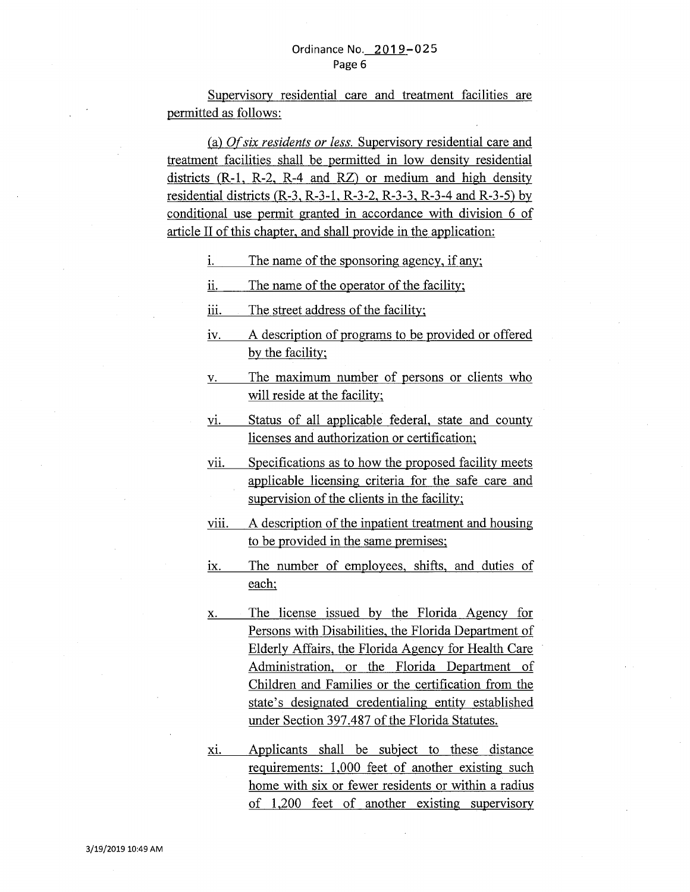Supervisory residential care and treatment facilities are permitted as follows:

(a) *Of six residents or less.* Supervisory residential care and treatment facilities shall be permitted in low density residential districts (R-1, R-2, R-4 and RZ) or medium and high density residential districts (R-3, R-3-1, R-3-2, R-3-3, R-3-4 and R-3-5) by conditional use permit granted in accordance with division 6 of article II of this chapter, and shall provide in the application:

i. The name of the sponsoring agency, if any;

ii. The name of the operator of the facility;

iii. The street address of the facility;

iv. A description of programs to be provided or offered by the facility;

v. The maximum number of persons or clients who will reside at the facility;

vi. Status of all applicable federal, state and county licenses and authorization or certification;

vii. Specifications as to how the proposed facility meets applicable licensing criteria for the safe care and supervision of the clients in the facility;

viii. A description of the inpatient treatment and housing to be provided in the same premises;

ix. The number of employees, shifts, and duties of each;

x. The license issued by the Florida Agency for Persons with Disabilities, the Florida Department of Elderly Affairs, the Florida Agency for Health Care Administration, or the Florida Department of Children and Families or the certification from the state's designated credentialing entity established under Section 397.487 of the Florida Statutes.

xi. Applicants shall be subject to these distance requirements: 1,000 feet of another existing such home with six or fewer residents or within a radius of 1,200 feet of another existing supervisory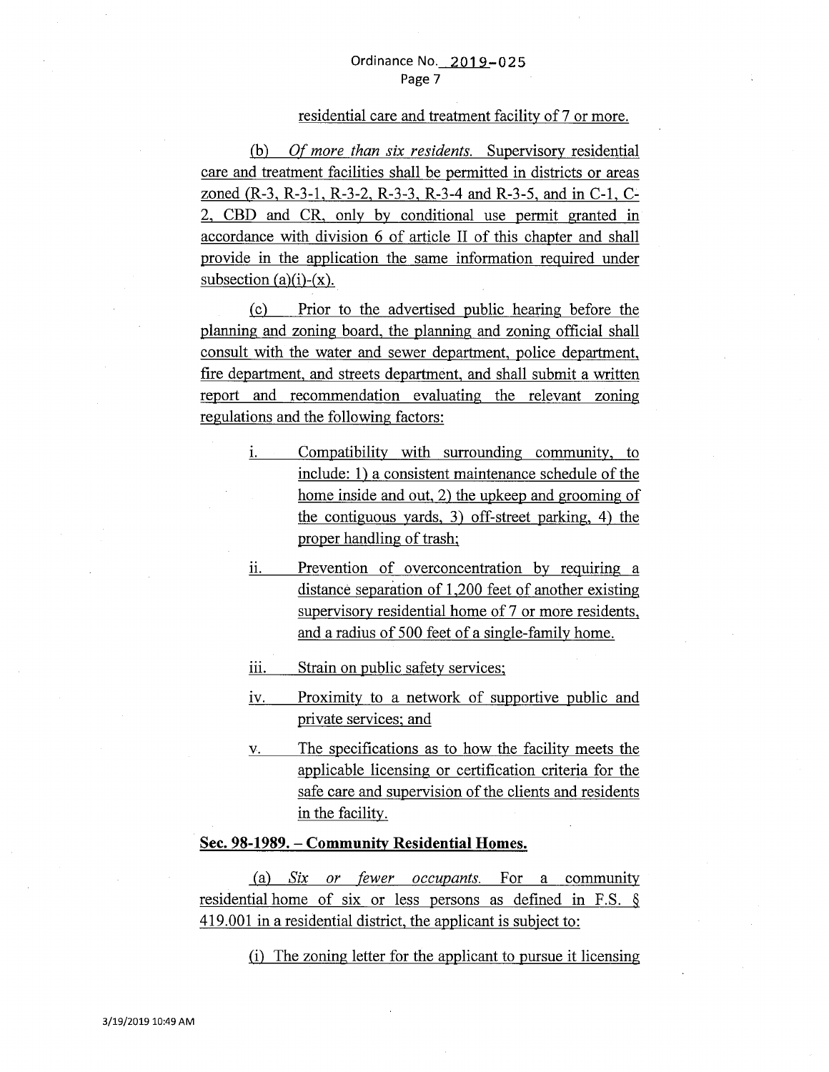residential care and treatment facility of 7 or more.

(b) *Of more than six residents.* Supervisory residential care and treatment facilities shall be permitted in districts or areas zoned (R-3, R-3-1, R-3-2, R-3-3, R-3-4 and R-3-5, and in C-1, C-2, CBD and CR, only by conditional use permit granted in accordance with division 6 of article II of this chapter and shall provide in the application the same information required under subsection (a)(i)-(x).

(c) Prior to the advertised public hearing before the planning and zoning board, the planning and zoning official shall consult with the water and sewer department, police department, fire department, and streets department, and shall submit a written report and recommendation evaluating the relevant zoning regulations and the following factors:

i. Compatibility with surrounding community, to include: 1) a consistent maintenance schedule of the home inside and out, 2) the upkeep and grooming of the contiguous yards, 3) off-street parking, 4) the proper handling of trash;

ii. Prevention of overconcentration by requiring a distance separation of 1,200 feet of another existing supervisory residential home of 7 or more residents, and a radius of 500 feet of a single-family home.

iii. Strain on public safety services;

iv. Proximity to a network of supportive public and private services; and

v. The specifications as to how the facility meets the applicable licensing or certification criteria for the safe care and supervision of the clients and residents in the facility.

**Sec. 98-1989. – Community Residential Homes.**

(a) *Six or fewer occupants.* For a community residential home of six or less persons as defined in F.S. § 419.001 in a residential district, the applicant is subject to:

(i) The zoning letter for the applicant to pursue it licensing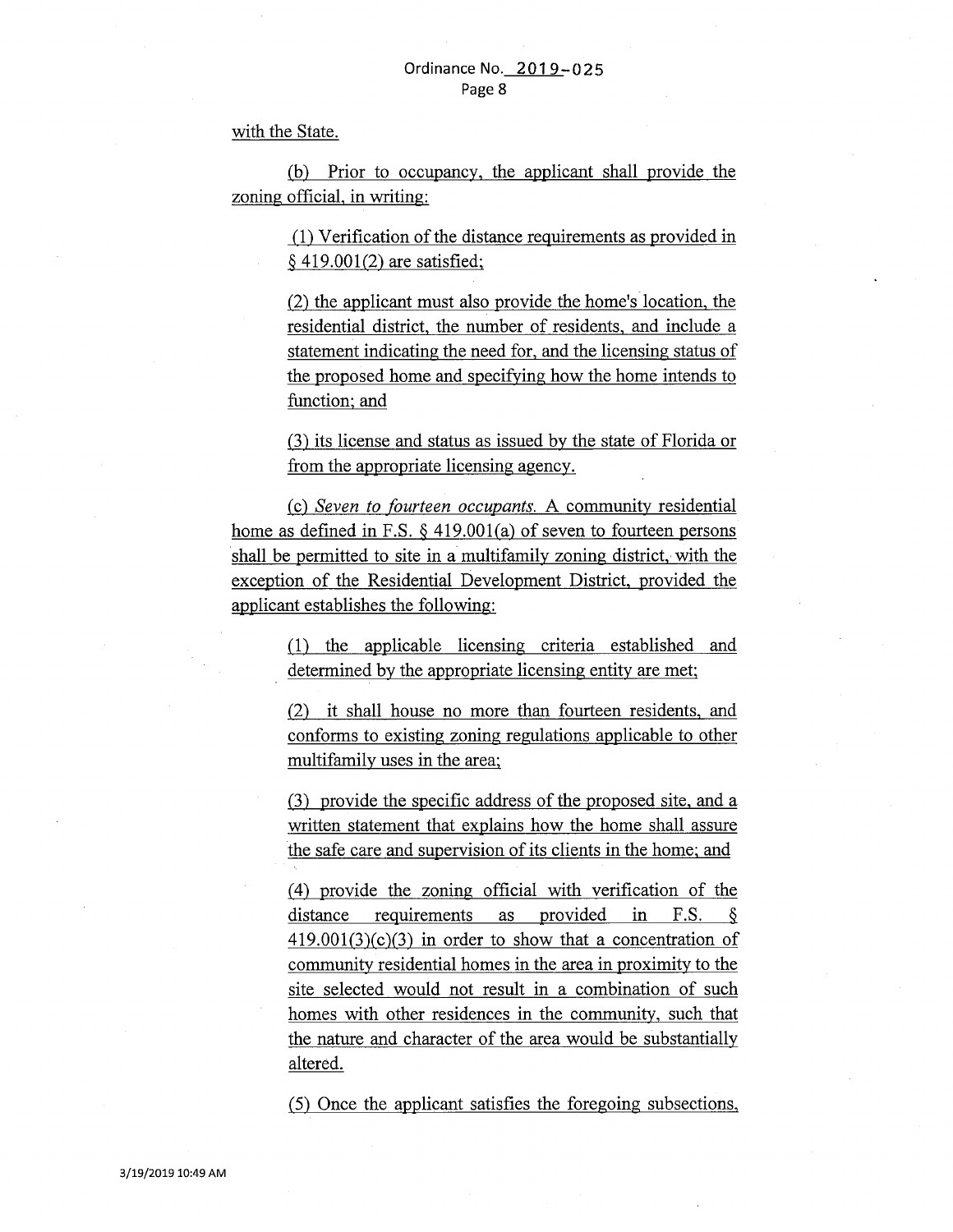with the State.

(b) Prior to occupancy, the applicant shall provide the zoning official, in writing:

(1) Verification of the distance requirements as provided in § 419.001(2) are satisfied;

(2) the applicant must also provide the home's location, the residential district, the number of residents, and include a statement indicating the need for, and the licensing status of the proposed home and specifying how the home intends to function; and

(3) its license and status as issued by the state of Florida or from the appropriate licensing agency.

(c) *Seven to fourteen occupants.* A community residential home as defined in F.S. § 419.001(a) of seven to fourteen persons shall be permitted to site in a multifamily zoning district, with the exception of the Residential Development District, provided the applicant establishes the following:

(1) the applicable licensing criteria established and determined by the appropriate licensing entity are met;

(2) it shall house no more than fourteen residents, and conforms to existing zoning regulations applicable to other multifamily uses in the area;

(3) provide the specific address of the proposed site, and a written statement that explains how the home shall assure the safe care and supervision of its clients in the home; and

(4) provide the zoning official with verification of the distance requirements as provided in F.S. § 419.001(3)(c)(3) in order to show that a concentration of community residential homes in the area in proximity to the site selected would not result in a combination of such homes with other residences in the community, such that the nature and character of the area would be substantially altered.

(5) Once the applicant satisfies the foregoing subsections,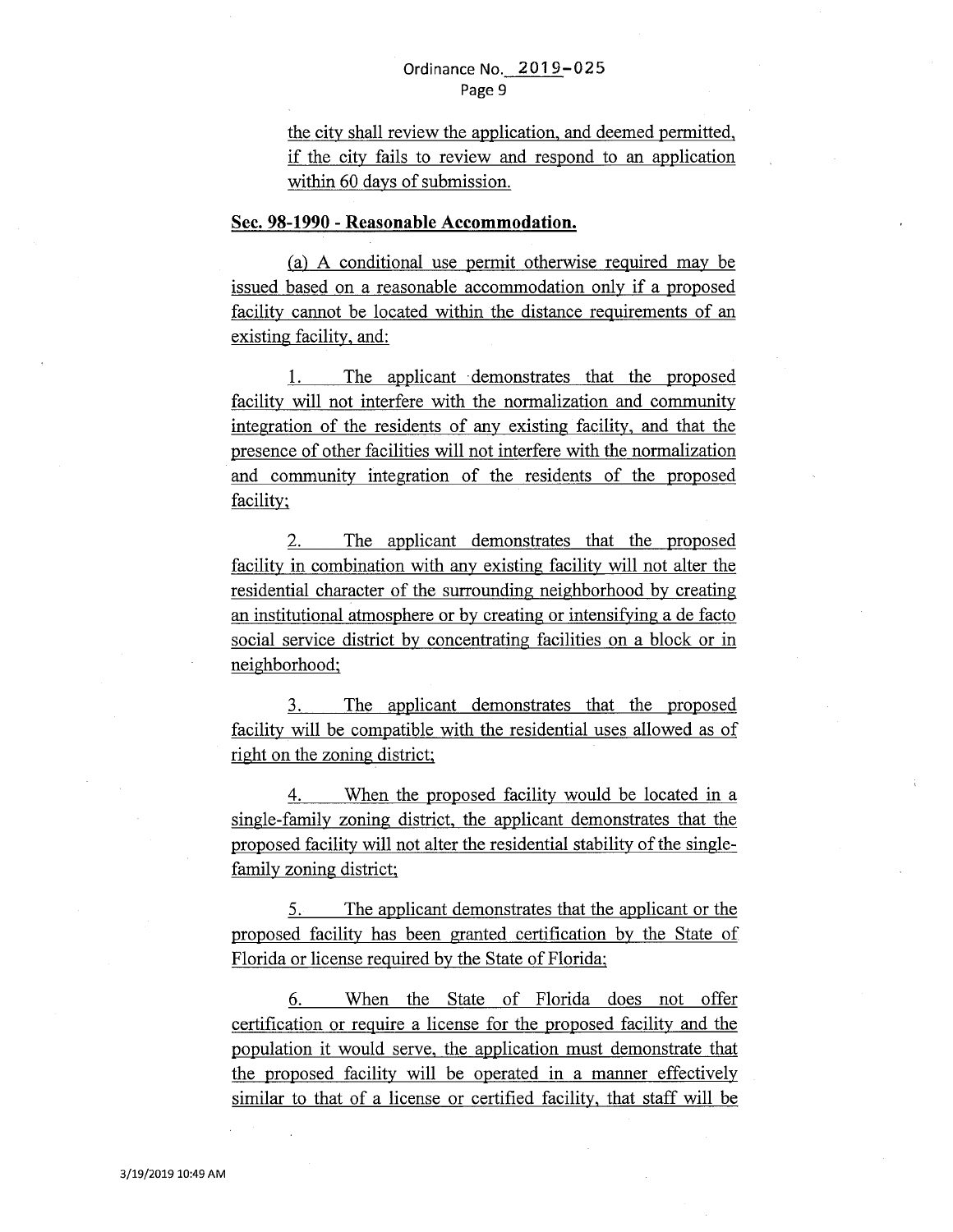the city shall review the application, and deemed permitted, if the city fails to review and respond to an application within 60 days of submission.

**Sec. 98-1990 - Reasonable Accommodation.**

(a) A conditional use permit otherwise required may be issued based on a reasonable accommodation only if a proposed facility cannot be located within the distance requirements of an existing facility, and:

1. The applicant demonstrates that the proposed facility will not interfere with the normalization and community integration of the residents of any existing facility, and that the presence of other facilities will not interfere with the normalization and community integration of the residents of the proposed facility;

2. The applicant demonstrates that the proposed facility in combination with any existing facility will not alter the residential character of the surrounding neighborhood by creating an institutional atmosphere or by creating or intensifying a de facto social service district by concentrating facilities on a block or in neighborhood;

3. The applicant demonstrates that the proposed facility will be compatible with the residential uses allowed as of right on the zoning district;

4. When the proposed facility would be located in a single-family zoning district, the applicant demonstrates that the proposed facility will not alter the residential stability of the single-family zoning district;

5. The applicant demonstrates that the applicant or the proposed facility has been granted certification by the State of Florida or license required by the State of Florida;

6. When the State of Florida does not offer certification or require a license for the proposed facility and the population it would serve, the application must demonstrate that the proposed facility will be operated in a manner effectively similar to that of a license or certified facility, that staff will be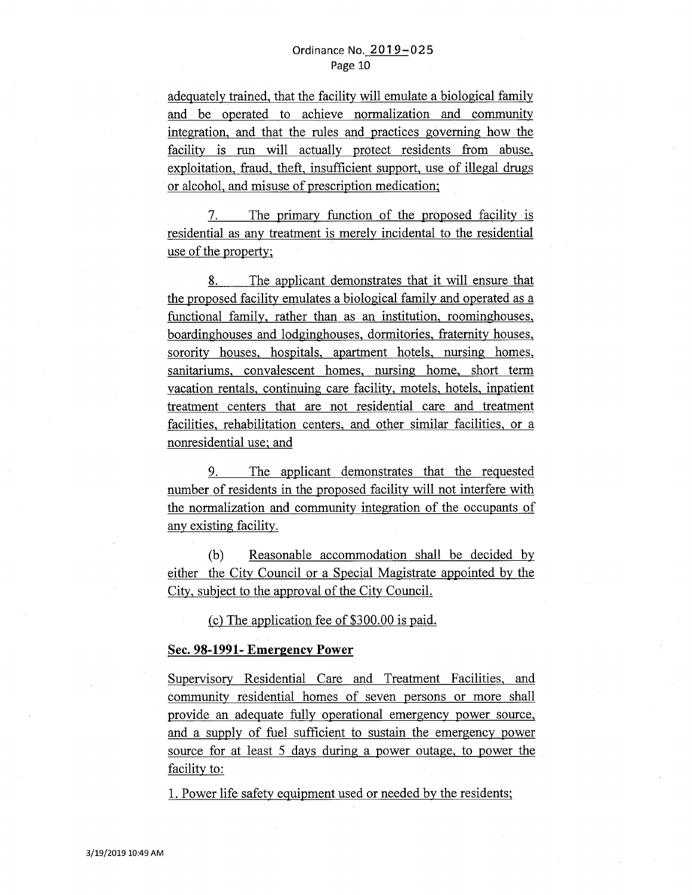adequately trained, that the facility will emulate a biological family and be operated to achieve normalization and community integration, and that the rules and practices governing how the facility is run will actually protect residents from abuse, exploitation, fraud, theft, insufficient support, use of illegal drugs or alcohol, and misuse of prescription medication;

7. The primary function of the proposed facility is residential as any treatment is merely incidental to the residential use of the property;

8. The applicant demonstrates that it will ensure that the proposed facility emulates a biological family and operated as a functional family, rather than as an institution, roominghouses, boardinghouses and lodginghouses, dormitories, fraternity houses, sorority houses, hospitals, apartment hotels, nursing homes, sanitariums, convalescent homes, nursing home, short term vacation rentals, continuing care facility, motels, hotels, inpatient treatment centers that are not residential care and treatment facilities, rehabilitation centers, and other similar facilities, or a nonresidential use; and

9. The applicant demonstrates that the requested number of residents in the proposed facility will not interfere with the normalization and community integration of the occupants of any existing facility.

(b) Reasonable accommodation shall be decided by either the City Council or a Special Magistrate appointed by the City, subject to the approval of the City Council.

(c) The application fee of $300.00 is paid.

**Sec. 98-1991- Emergency Power**

Supervisory Residential Care and Treatment Facilities, and community residential homes of seven persons or more shall provide an adequate fully operational emergency power source, and a supply of fuel sufficient to sustain the emergency power source for at least 5 days during a power outage, to power the facility to:

1. Power life safety equipment used or needed by the residents;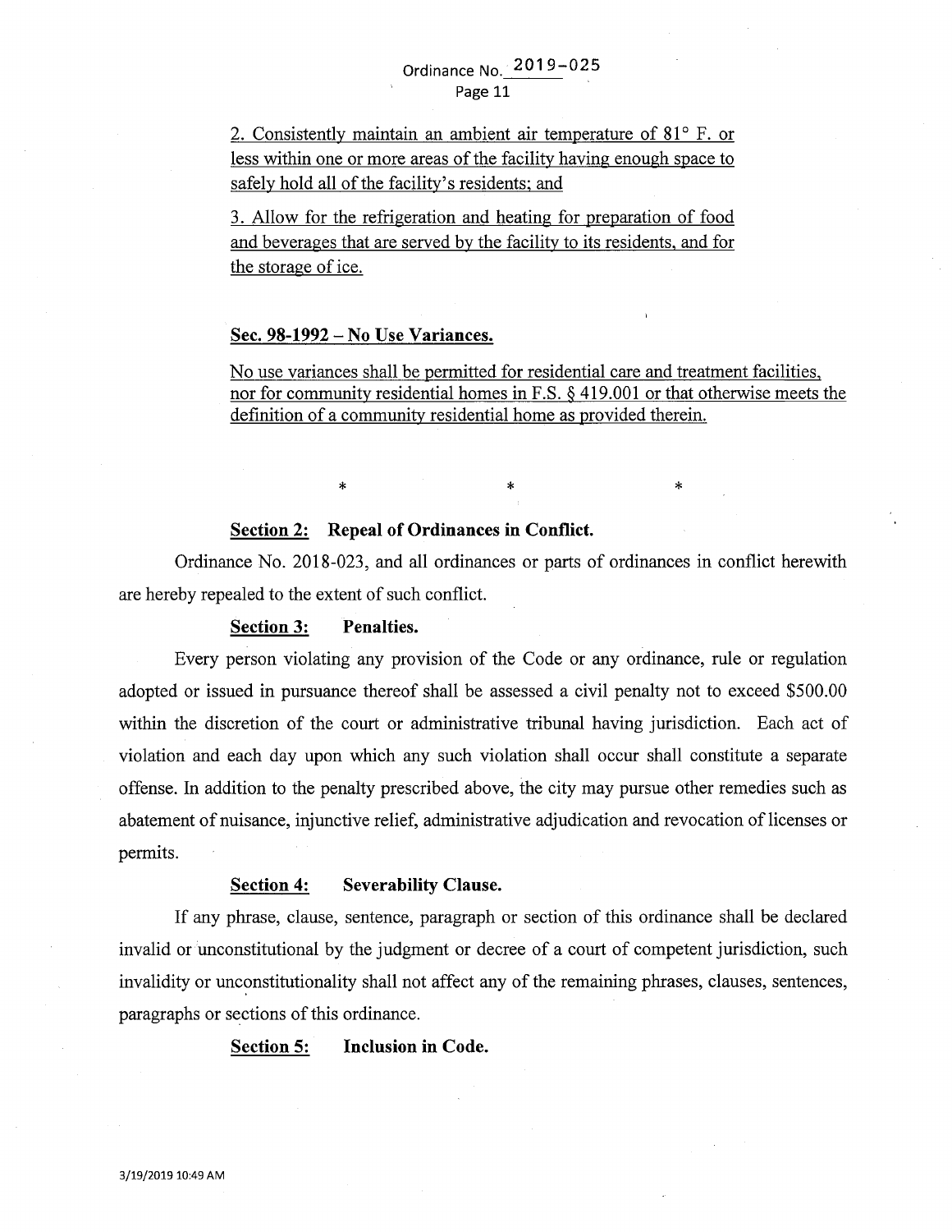2. Consistently maintain an ambient air temperature of 81° F. or less within one or more areas of the facility having enough space to safely hold all of the facility's residents; and

3. Allow for the refrigeration and heating for preparation of food and beverages that are served by the facility to its residents, and for the storage of ice.

**Sec. 98-1992 – No Use Variances.**

No use variances shall be permitted for residential care and treatment facilities, nor for community residential homes in F.S. § 419.001 or that otherwise meets the definition of a community residential home as provided therein.

\*　　　　\*　　　　\*

**Section 2: Repeal of Ordinances in Conflict.**

Ordinance No. 2018-023, and all ordinances or parts of ordinances in conflict herewith are hereby repealed to the extent of such conflict.

**Section 3: Penalties.**

Every person violating any provision of the Code or any ordinance, rule or regulation adopted or issued in pursuance thereof shall be assessed a civil penalty not to exceed $500.00 within the discretion of the court or administrative tribunal having jurisdiction. Each act of violation and each day upon which any such violation shall occur shall constitute a separate offense. In addition to the penalty prescribed above, the city may pursue other remedies such as abatement of nuisance, injunctive relief, administrative adjudication and revocation of licenses or permits.

**Section 4: Severability Clause.**

If any phrase, clause, sentence, paragraph or section of this ordinance shall be declared invalid or unconstitutional by the judgment or decree of a court of competent jurisdiction, such invalidity or unconstitutionality shall not affect any of the remaining phrases, clauses, sentences, paragraphs or sections of this ordinance.

**Section 5: Inclusion in Code.**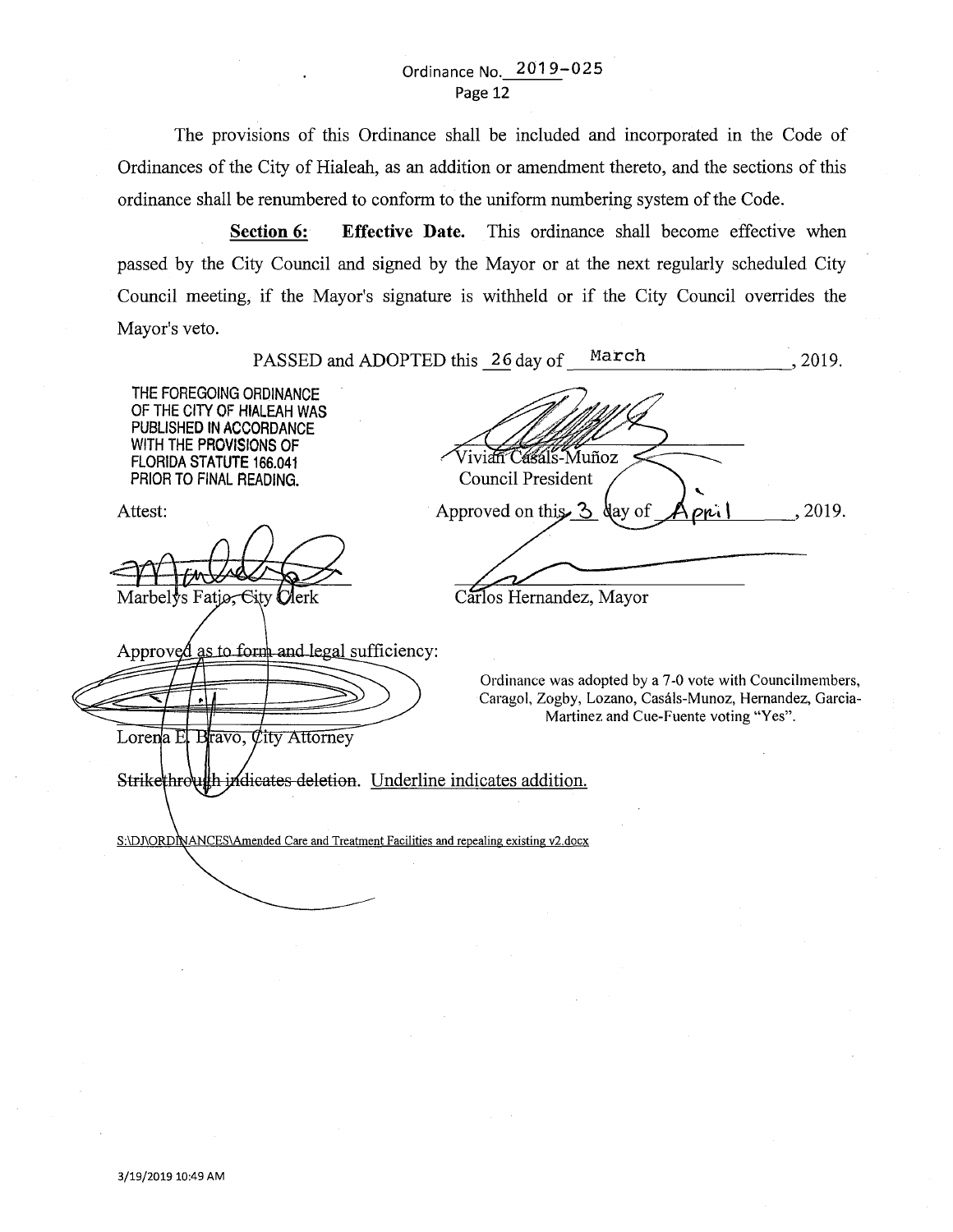Ordinance No. 2019-025

The provisions of this Ordinance shall be included and incorporated in the Code of Ordinances of the City of Hialeah, as an addition or amendment thereto, and the sections of this ordinance shall be renumbered to conform to the uniform numbering system of the Code.

**Section 6:** **Effective Date.** This ordinance shall become effective when passed by the City Council and signed by the Mayor or at the next regularly scheduled City Council meeting, if the Mayor's signature is withheld or if the City Council overrides the Mayor's veto.

PASSED and ADOPTED this 26 day of March, 2019.

THE FOREGOING ORDINANCE OF THE CITY OF HIALEAH WAS PUBLISHED IN ACCORDANCE WITH THE PROVISIONS OF FLORIDA STATUTE 166.041 PRIOR TO FINAL READING.

Vivian Casáls-Muñoz
Council President

Attest:

Approved on this 3 day of April, 2019.

Marbelys Fatjo, City Clerk

Carlos Hernandez, Mayor

Approved as to form and legal sufficiency:

Lorena E. Bravo, City Attorney

Ordinance was adopted by a 7-0 vote with Councilmembers, Caragol, Zogby, Lozano, Casáls-Munoz, Hernandez, Garcia-Martinez and Cue-Fuente voting "Yes".

~~Strikethrough indicates deletion~~. Underline indicates addition.

S:\DJ\ORDINANCES\Amended Care and Treatment Facilities and repealing existing v2.docx

3/19/2019 10:49 AM